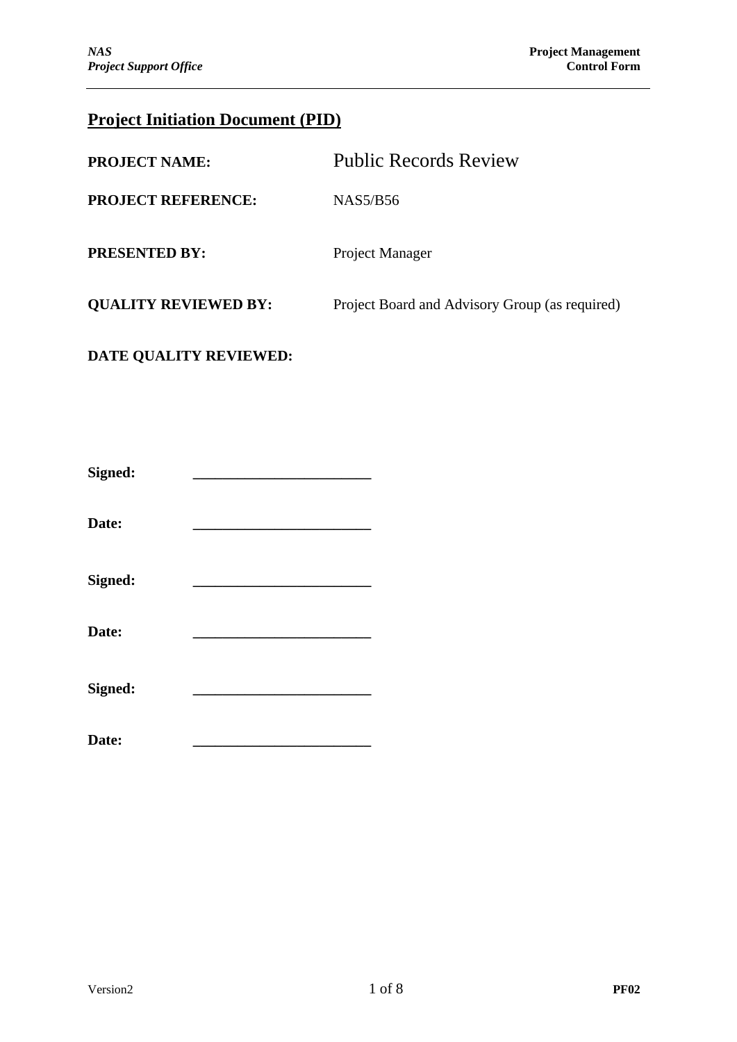# Project Initiation Document (PID)

**PROJECT NAME:** Public Records Review

**PROJECT REFERENCE:** NAS5/B56

**PRESENTED BY:** Project Manager

**QUALITY REVIEWED BY:** Project Board and Advisory Group (as required)

**DATE QUALITY REVIEWED:**

**Signed:** ________________________

**Date:** ________________________

**Signed:** ________________________

**Date:** ________________________

**Signed:** ________________________

**Date:** ________________________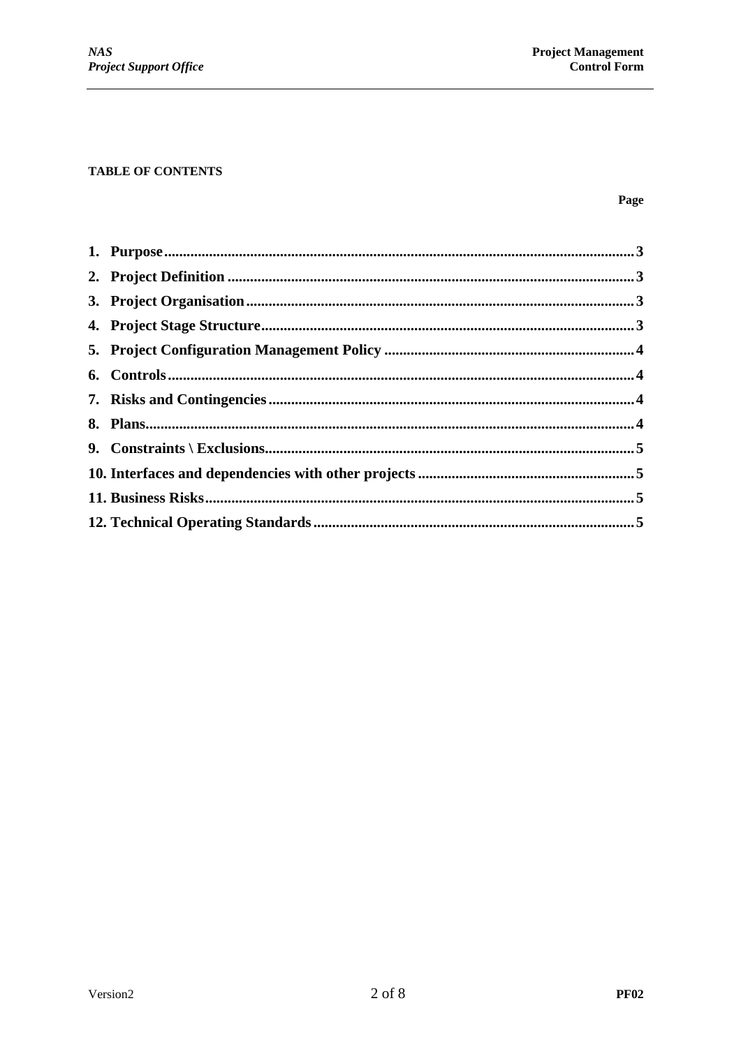**TABLE OF CONTENTS**

| | Page |
|---|---|
| **1. Purpose** | **3** |
| **2. Project Definition** | **3** |
| **3. Project Organisation** | **3** |
| **4. Project Stage Structure** | **3** |
| **5. Project Configuration Management Policy** | **4** |
| **6. Controls** | **4** |
| **7. Risks and Contingencies** | **4** |
| **8. Plans** | **4** |
| **9. Constraints \ Exclusions** | **5** |
| **10. Interfaces and dependencies with other projects** | **5** |
| **11. Business Risks** | **5** |
| **12. Technical Operating Standards** | **5** |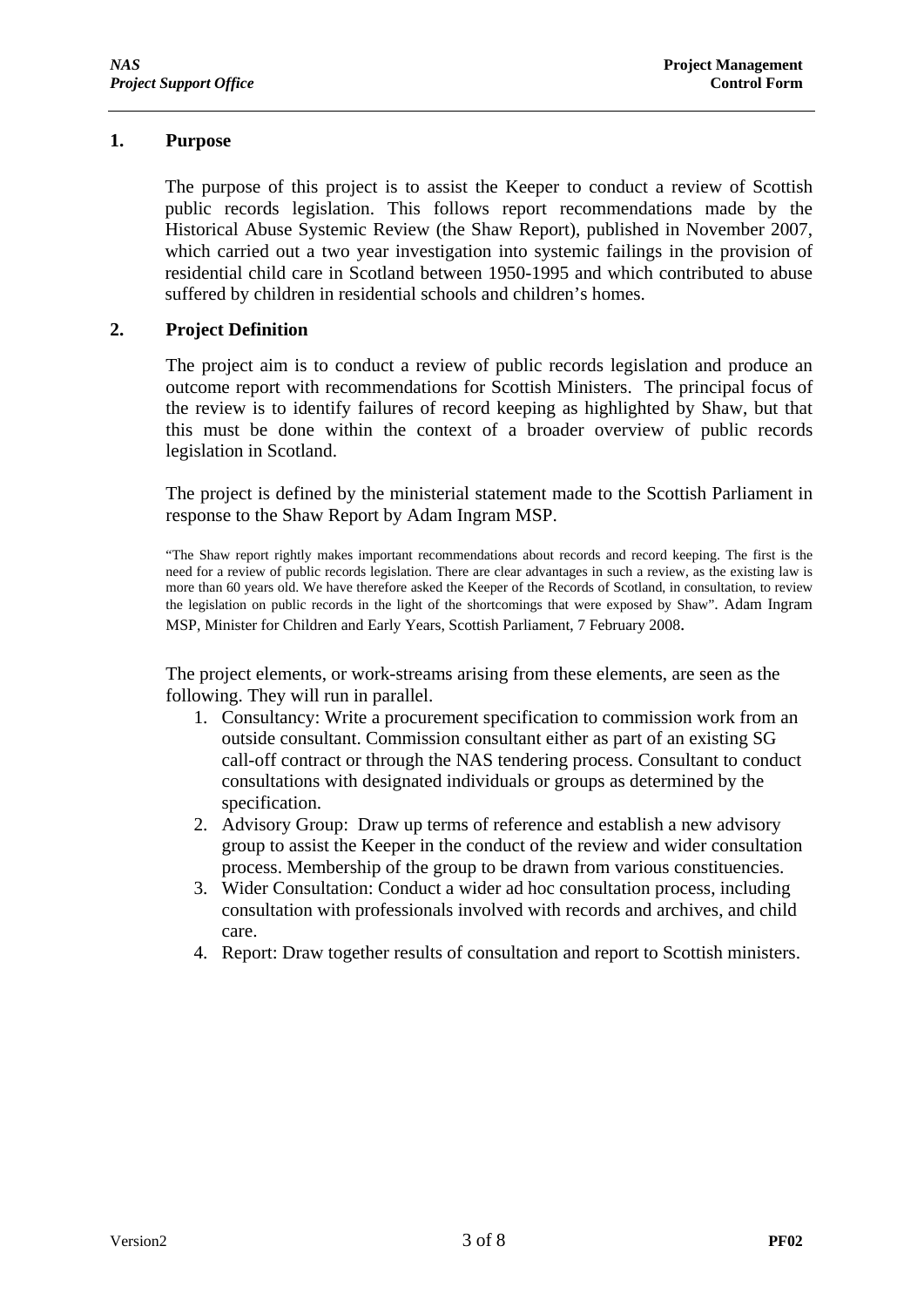## 1. Purpose

The purpose of this project is to assist the Keeper to conduct a review of Scottish public records legislation. This follows report recommendations made by the Historical Abuse Systemic Review (the Shaw Report), published in November 2007, which carried out a two year investigation into systemic failings in the provision of residential child care in Scotland between 1950-1995 and which contributed to abuse suffered by children in residential schools and children's homes.

## 2. Project Definition

The project aim is to conduct a review of public records legislation and produce an outcome report with recommendations for Scottish Ministers. The principal focus of the review is to identify failures of record keeping as highlighted by Shaw, but that this must be done within the context of a broader overview of public records legislation in Scotland.

The project is defined by the ministerial statement made to the Scottish Parliament in response to the Shaw Report by Adam Ingram MSP.

"The Shaw report rightly makes important recommendations about records and record keeping. The first is the need for a review of public records legislation. There are clear advantages in such a review, as the existing law is more than 60 years old. We have therefore asked the Keeper of the Records of Scotland, in consultation, to review the legislation on public records in the light of the shortcomings that were exposed by Shaw". Adam Ingram MSP, Minister for Children and Early Years, Scottish Parliament, 7 February 2008.

The project elements, or work-streams arising from these elements, are seen as the following. They will run in parallel.

1. Consultancy: Write a procurement specification to commission work from an outside consultant. Commission consultant either as part of an existing SG call-off contract or through the NAS tendering process. Consultant to conduct consultations with designated individuals or groups as determined by the specification.
2. Advisory Group: Draw up terms of reference and establish a new advisory group to assist the Keeper in the conduct of the review and wider consultation process. Membership of the group to be drawn from various constituencies.
3. Wider Consultation: Conduct a wider ad hoc consultation process, including consultation with professionals involved with records and archives, and child care.
4. Report: Draw together results of consultation and report to Scottish ministers.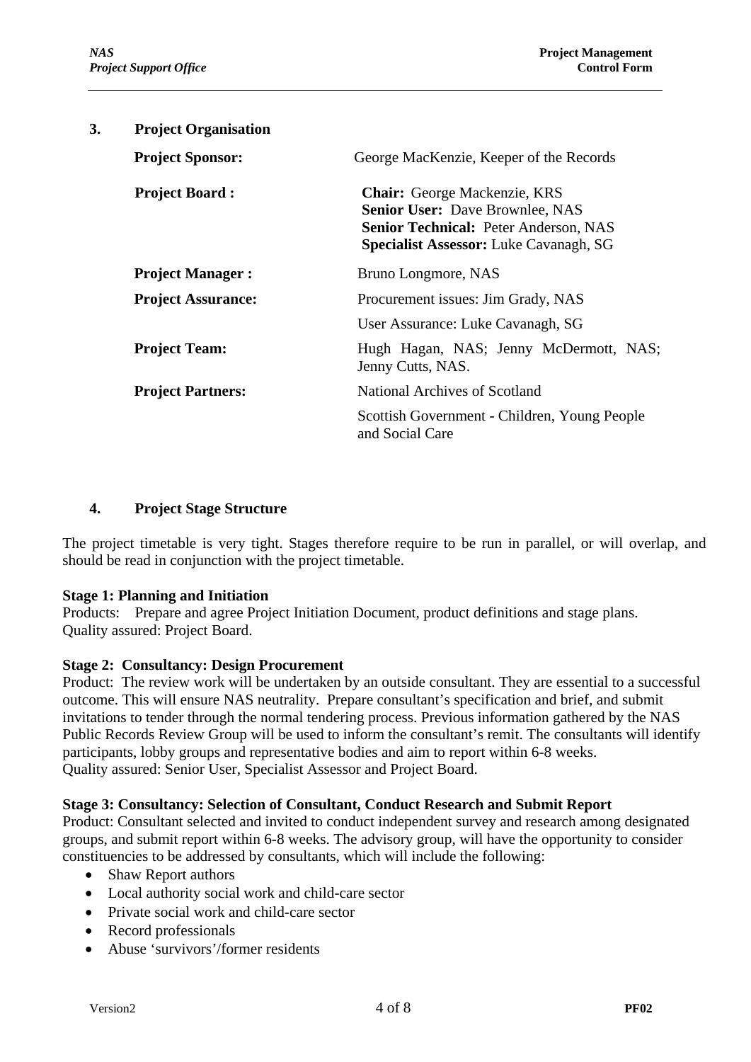## 3. Project Organisation

| | |
|---|---|
| **Project Sponsor:** | George MacKenzie, Keeper of the Records |
| **Project Board :** | **Chair:** George Mackenzie, KRS<br>**Senior User:** Dave Brownlee, NAS<br>**Senior Technical:** Peter Anderson, NAS<br>**Specialist Assessor:** Luke Cavanagh, SG |
| **Project Manager :** | Bruno Longmore, NAS |
| **Project Assurance:** | Procurement issues: Jim Grady, NAS<br>User Assurance: Luke Cavanagh, SG |
| **Project Team:** | Hugh Hagan, NAS; Jenny McDermott, NAS; Jenny Cutts, NAS. |
| **Project Partners:** | National Archives of Scotland<br>Scottish Government - Children, Young People and Social Care |

## 4. Project Stage Structure

The project timetable is very tight. Stages therefore require to be run in parallel, or will overlap, and should be read in conjunction with the project timetable.

**Stage 1: Planning and Initiation**
Products: Prepare and agree Project Initiation Document, product definitions and stage plans.
Quality assured: Project Board.

**Stage 2: Consultancy: Design Procurement**
Product: The review work will be undertaken by an outside consultant. They are essential to a successful outcome. This will ensure NAS neutrality. Prepare consultant's specification and brief, and submit invitations to tender through the normal tendering process. Previous information gathered by the NAS Public Records Review Group will be used to inform the consultant's remit. The consultants will identify participants, lobby groups and representative bodies and aim to report within 6-8 weeks.
Quality assured: Senior User, Specialist Assessor and Project Board.

**Stage 3: Consultancy: Selection of Consultant, Conduct Research and Submit Report**
Product: Consultant selected and invited to conduct independent survey and research among designated groups, and submit report within 6-8 weeks. The advisory group, will have the opportunity to consider constituencies to be addressed by consultants, which will include the following:

- Shaw Report authors
- Local authority social work and child-care sector
- Private social work and child-care sector
- Record professionals
- Abuse 'survivors'/former residents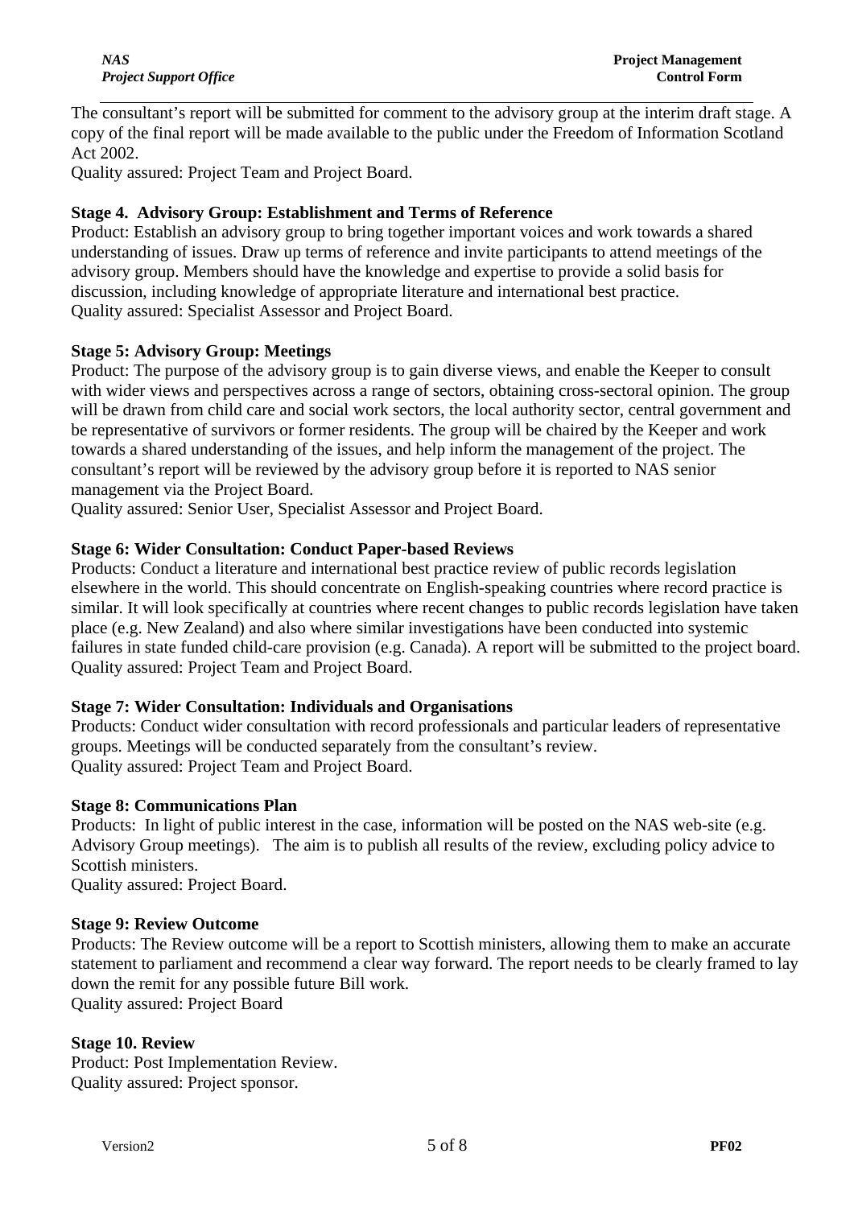The consultant's report will be submitted for comment to the advisory group at the interim draft stage. A copy of the final report will be made available to the public under the Freedom of Information Scotland Act 2002.
Quality assured: Project Team and Project Board.

**Stage 4. Advisory Group: Establishment and Terms of Reference**
Product: Establish an advisory group to bring together important voices and work towards a shared understanding of issues. Draw up terms of reference and invite participants to attend meetings of the advisory group. Members should have the knowledge and expertise to provide a solid basis for discussion, including knowledge of appropriate literature and international best practice.
Quality assured: Specialist Assessor and Project Board.

**Stage 5: Advisory Group: Meetings**
Product: The purpose of the advisory group is to gain diverse views, and enable the Keeper to consult with wider views and perspectives across a range of sectors, obtaining cross-sectoral opinion. The group will be drawn from child care and social work sectors, the local authority sector, central government and be representative of survivors or former residents. The group will be chaired by the Keeper and work towards a shared understanding of the issues, and help inform the management of the project. The consultant's report will be reviewed by the advisory group before it is reported to NAS senior management via the Project Board.
Quality assured: Senior User, Specialist Assessor and Project Board.

**Stage 6: Wider Consultation: Conduct Paper-based Reviews**
Products: Conduct a literature and international best practice review of public records legislation elsewhere in the world. This should concentrate on English-speaking countries where record practice is similar. It will look specifically at countries where recent changes to public records legislation have taken place (e.g. New Zealand) and also where similar investigations have been conducted into systemic failures in state funded child-care provision (e.g. Canada). A report will be submitted to the project board.
Quality assured: Project Team and Project Board.

**Stage 7: Wider Consultation: Individuals and Organisations**
Products: Conduct wider consultation with record professionals and particular leaders of representative groups. Meetings will be conducted separately from the consultant's review.
Quality assured: Project Team and Project Board.

**Stage 8: Communications Plan**
Products: In light of public interest in the case, information will be posted on the NAS web-site (e.g. Advisory Group meetings). The aim is to publish all results of the review, excluding policy advice to Scottish ministers.
Quality assured: Project Board.

**Stage 9: Review Outcome**
Products: The Review outcome will be a report to Scottish ministers, allowing them to make an accurate statement to parliament and recommend a clear way forward. The report needs to be clearly framed to lay down the remit for any possible future Bill work.
Quality assured: Project Board

**Stage 10. Review**
Product: Post Implementation Review.
Quality assured: Project sponsor.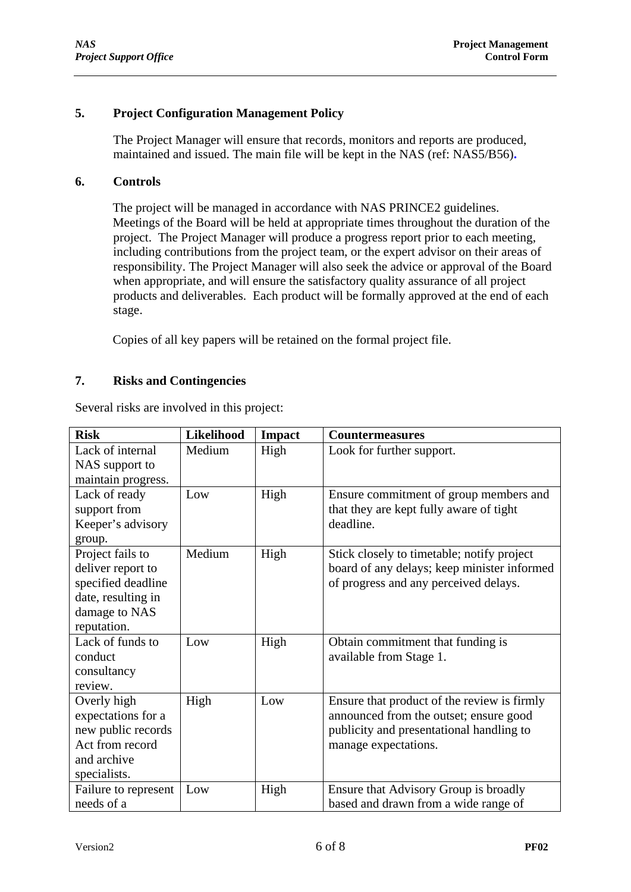## 5. Project Configuration Management Policy

The Project Manager will ensure that records, monitors and reports are produced, maintained and issued. The main file will be kept in the NAS (ref: NAS5/B56).

## 6. Controls

The project will be managed in accordance with NAS PRINCE2 guidelines. Meetings of the Board will be held at appropriate times throughout the duration of the project. The Project Manager will produce a progress report prior to each meeting, including contributions from the project team, or the expert advisor on their areas of responsibility. The Project Manager will also seek the advice or approval of the Board when appropriate, and will ensure the satisfactory quality assurance of all project products and deliverables. Each product will be formally approved at the end of each stage.

Copies of all key papers will be retained on the formal project file.

## 7. Risks and Contingencies

Several risks are involved in this project:

| Risk | Likelihood | Impact | Countermeasures |
|---|---|---|---|
| Lack of internal NAS support to maintain progress. | Medium | High | Look for further support. |
| Lack of ready support from Keeper's advisory group. | Low | High | Ensure commitment of group members and that they are kept fully aware of tight deadline. |
| Project fails to deliver report to specified deadline date, resulting in damage to NAS reputation. | Medium | High | Stick closely to timetable; notify project board of any delays; keep minister informed of progress and any perceived delays. |
| Lack of funds to conduct consultancy review. | Low | High | Obtain commitment that funding is available from Stage 1. |
| Overly high expectations for a new public records Act from record and archive specialists. | High | Low | Ensure that product of the review is firmly announced from the outset; ensure good publicity and presentational handling to manage expectations. |
| Failure to represent needs of a | Low | High | Ensure that Advisory Group is broadly based and drawn from a wide range of |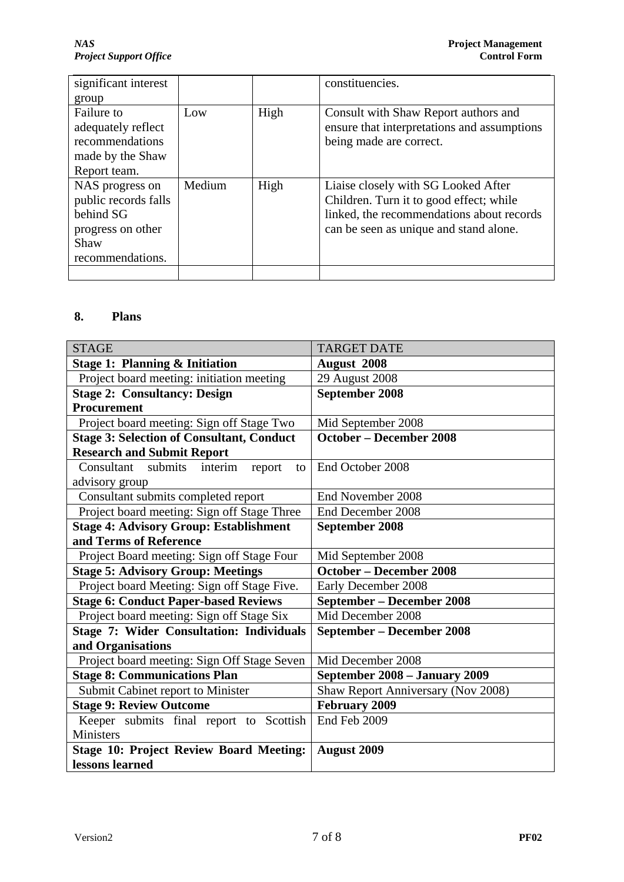| | | | |
|---|---|---|---|
| significant interest group | | | constituencies. |
| Failure to adequately reflect recommendations made by the Shaw Report team. | Low | High | Consult with Shaw Report authors and ensure that interpretations and assumptions being made are correct. |
| NAS progress on public records falls behind SG progress on other Shaw recommendations. | Medium | High | Liaise closely with SG Looked After Children. Turn it to good effect; while linked, the recommendations about records can be seen as unique and stand alone. |
| | | | |

## 8. Plans

| STAGE | TARGET DATE |
|---|---|
| **Stage 1: Planning & Initiation** | **August 2008** |
| Project board meeting: initiation meeting | 29 August 2008 |
| **Stage 2: Consultancy: Design Procurement** | **September 2008** |
| Project board meeting: Sign off Stage Two | Mid September 2008 |
| **Stage 3: Selection of Consultant, Conduct Research and Submit Report** | **October – December 2008** |
| Consultant submits interim report to advisory group | End October 2008 |
| Consultant submits completed report | End November 2008 |
| Project board meeting: Sign off Stage Three | End December 2008 |
| **Stage 4: Advisory Group: Establishment and Terms of Reference** | **September 2008** |
| Project Board meeting: Sign off Stage Four | Mid September 2008 |
| **Stage 5: Advisory Group: Meetings** | **October – December 2008** |
| Project board Meeting: Sign off Stage Five. | Early December 2008 |
| **Stage 6: Conduct Paper-based Reviews** | **September – December 2008** |
| Project board meeting: Sign off Stage Six | Mid December 2008 |
| **Stage 7: Wider Consultation: Individuals and Organisations** | **September – December 2008** |
| Project board meeting: Sign Off Stage Seven | Mid December 2008 |
| **Stage 8: Communications Plan** | **September 2008 – January 2009** |
| Submit Cabinet report to Minister | Shaw Report Anniversary (Nov 2008) |
| **Stage 9: Review Outcome** | **February 2009** |
| Keeper submits final report to Scottish Ministers | End Feb 2009 |
| **Stage 10: Project Review Board Meeting: lessons learned** | **August 2009** |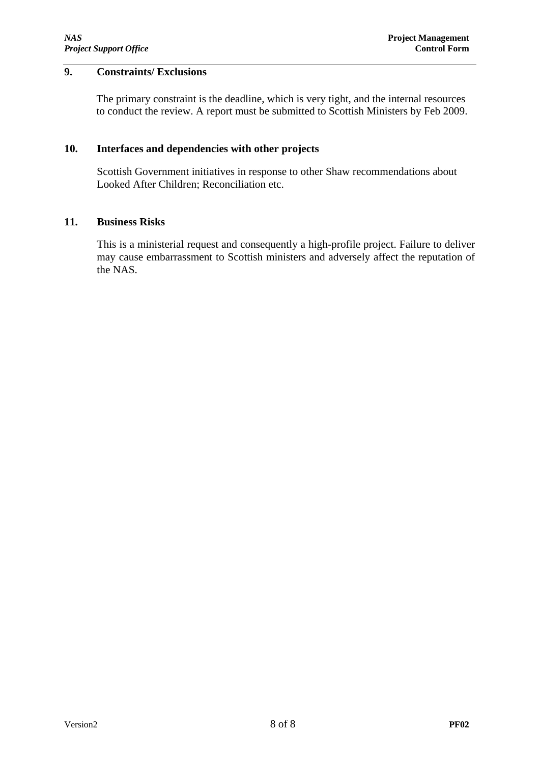## 9. Constraints/ Exclusions

The primary constraint is the deadline, which is very tight, and the internal resources to conduct the review. A report must be submitted to Scottish Ministers by Feb 2009.

## 10. Interfaces and dependencies with other projects

Scottish Government initiatives in response to other Shaw recommendations about Looked After Children; Reconciliation etc.

## 11. Business Risks

This is a ministerial request and consequently a high-profile project. Failure to deliver may cause embarrassment to Scottish ministers and adversely affect the reputation of the NAS.